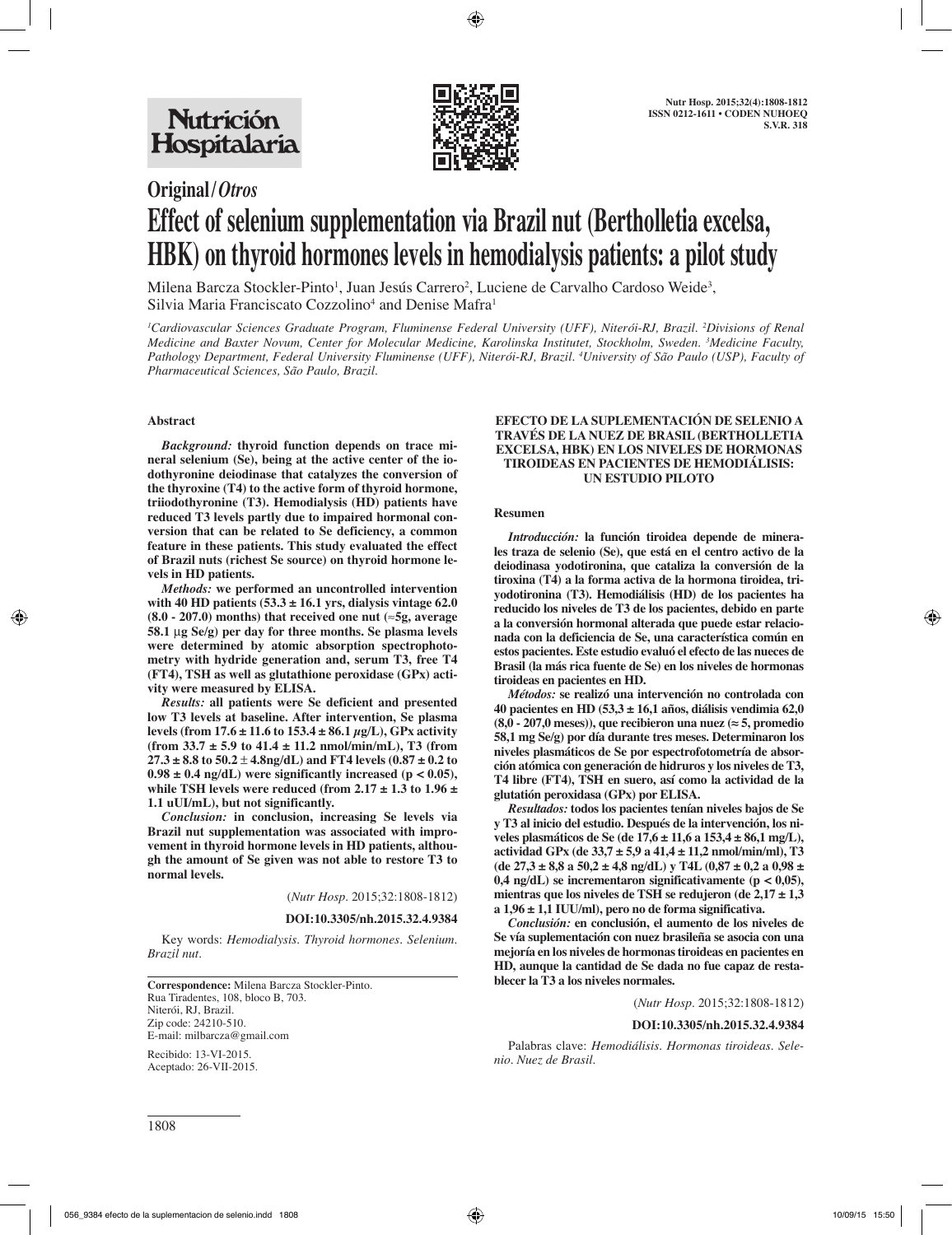Original/*Otros*

# Effect of selenium supplementation via Brazil nut (Bertholletia excelsa, HBK) on thyroid hormones levels in hemodialysis patients: a pilot study

Milena Barcza Stockler-Pinto[1], Juan Jesús Carrero[2], Luciene de Carvalho Cardoso Weide[3], Silvia Maria Franciscato Cozzolino[4] and Denise Mafra[1]

*[1]Cardiovascular Sciences Graduate Program, Fluminense Federal University (UFF), Niterói-RJ, Brazil. [2]Divisions of Renal Medicine and Baxter Novum, Center for Molecular Medicine, Karolinska Institutet, Stockholm, Sweden. [3]Medicine Faculty, Pathology Department, Federal University Fluminense (UFF), Niterói-RJ, Brazil. [4]University of São Paulo (USP), Faculty of Pharmaceutical Sciences, São Paulo, Brazil.*

## Abstract

***Background:*** **thyroid function depends on trace mineral selenium (Se), being at the active center of the iodothyronine deiodinase that catalyzes the conversion of the thyroxine (T4) to the active form of thyroid hormone, triiodothyronine (T3). Hemodialysis (HD) patients have reduced T3 levels partly due to impaired hormonal conversion that can be related to Se deficiency, a common feature in these patients. This study evaluated the effect of Brazil nuts (richest Se source) on thyroid hormone levels in HD patients.**

***Methods:*** **we performed an uncontrolled intervention with 40 HD patients (53.3 ± 16.1 yrs, dialysis vintage 62.0 (8.0 - 207.0) months) that received one nut (≈5g, average 58.1 µg Se/g) per day for three months. Se plasma levels were determined by atomic absorption spectrophotometry with hydride generation and, serum T3, free T4 (FT4), TSH as well as glutathione peroxidase (GPx) activity were measured by ELISA.**

***Results:*** **all patients were Se deficient and presented low T3 levels at baseline. After intervention, Se plasma levels (from 17.6 ± 11.6 to 153.4 ± 86.1 µg/L), GPx activity (from 33.7 ± 5.9 to 41.4 ± 11.2 nmol/min/mL), T3 (from 27.3 ± 8.8 to 50.2 ± 4.8ng/dL) and FT4 levels (0.87 ± 0.2 to 0.98 ± 0.4 ng/dL) were significantly increased ($p < 0.05$), while TSH levels were reduced (from 2.17 ± 1.3 to 1.96 ± 1.1 uUI/mL), but not significantly.**

***Conclusion:*** **in conclusion, increasing Se levels via Brazil nut supplementation was associated with improvement in thyroid hormone levels in HD patients, although the amount of Se given was not able to restore T3 to normal levels.**

(*Nutr Hosp.* 2015;32:1808-1812)

**DOI:10.3305/nh.2015.32.4.9384**

Key words: *Hemodialysis. Thyroid hormones. Selenium. Brazil nut.*

**EFECTO DE LA SUPLEMENTACIÓN DE SELENIO A TRAVÉS DE LA NUEZ DE BRASIL (BERTHOLLETIA EXCELSA, HBK) EN LOS NIVELES DE HORMONAS TIROIDEAS EN PACIENTES DE HEMODIÁLISIS: UN ESTUDIO PILOTO**

## Resumen

***Introducción:*** **la función tiroidea depende de minerales traza de selenio (Se), que está en el centro activo de la deiodinasa yodotironina, que cataliza la conversión de la tiroxina (T4) a la forma activa de la hormona tiroidea, triyodotironina (T3). Hemodiálisis (HD) de los pacientes ha reducido los niveles de T3 de los pacientes, debido en parte a la conversión hormonal alterada que puede estar relacionada con la deficiencia de Se, una característica común en estos pacientes. Este estudio evaluó el efecto de las nueces de Brasil (la más rica fuente de Se) en los niveles de hormonas tiroideas en pacientes en HD.**

***Métodos:*** **se realizó una intervención no controlada con 40 pacientes en HD (53,3 ± 16,1 años, diálisis vendimia 62,0 (8,0 - 207,0 meses)), que recibieron una nuez (≈ 5, promedio 58,1 mg Se/g) por día durante tres meses. Determinaron los niveles plasmáticos de Se por espectrofotometría de absorción atómica con generación de hidruros y los niveles de T3, T4 libre (FT4), TSH en suero, así como la actividad de la glutatión peroxidasa (GPx) por ELISA.**

***Resultados:*** **todos los pacientes tenían niveles bajos de Se y T3 al inicio del estudio. Después de la intervención, los niveles plasmáticos de Se (de 17,6 ± 11,6 a 153,4 ± 86,1 mg/L), actividad GPx (de 33,7 ± 5,9 a 41,4 ± 11,2 nmol/min/ml), T3 (de 27,3 ± 8,8 a 50,2 ± 4,8 ng/dL) y T4L (0,87 ± 0,2 a 0,98 ± 0,4 ng/dL) se incrementaron significativamente ($p < 0,05$), mientras que los niveles de TSH se redujeron (de 2,17 ± 1,3 a 1,96 ± 1,1 IUU/ml), pero no de forma significativa.**

***Conclusión:*** **en conclusión, el aumento de los niveles de Se vía suplementación con nuez brasileña se asocia con una mejoría en los niveles de hormonas tiroideas en pacientes en HD, aunque la cantidad de Se dada no fue capaz de restablecer la T3 a los niveles normales.**

(*Nutr Hosp.* 2015;32:1808-1812)

**DOI:10.3305/nh.2015.32.4.9384**

Palabras clave: *Hemodiálisis. Hormonas tiroideas. Selenio. Nuez de Brasil.*

**Correspondence:** Milena Barcza Stockler-Pinto.
Rua Tiradentes, 108, bloco B, 703.
Niterói, RJ, Brazil.
Zip code: 24210-510.
E-mail: milbarcza@gmail.com

Recibido: 13-VI-2015.
Aceptado: 26-VII-2015.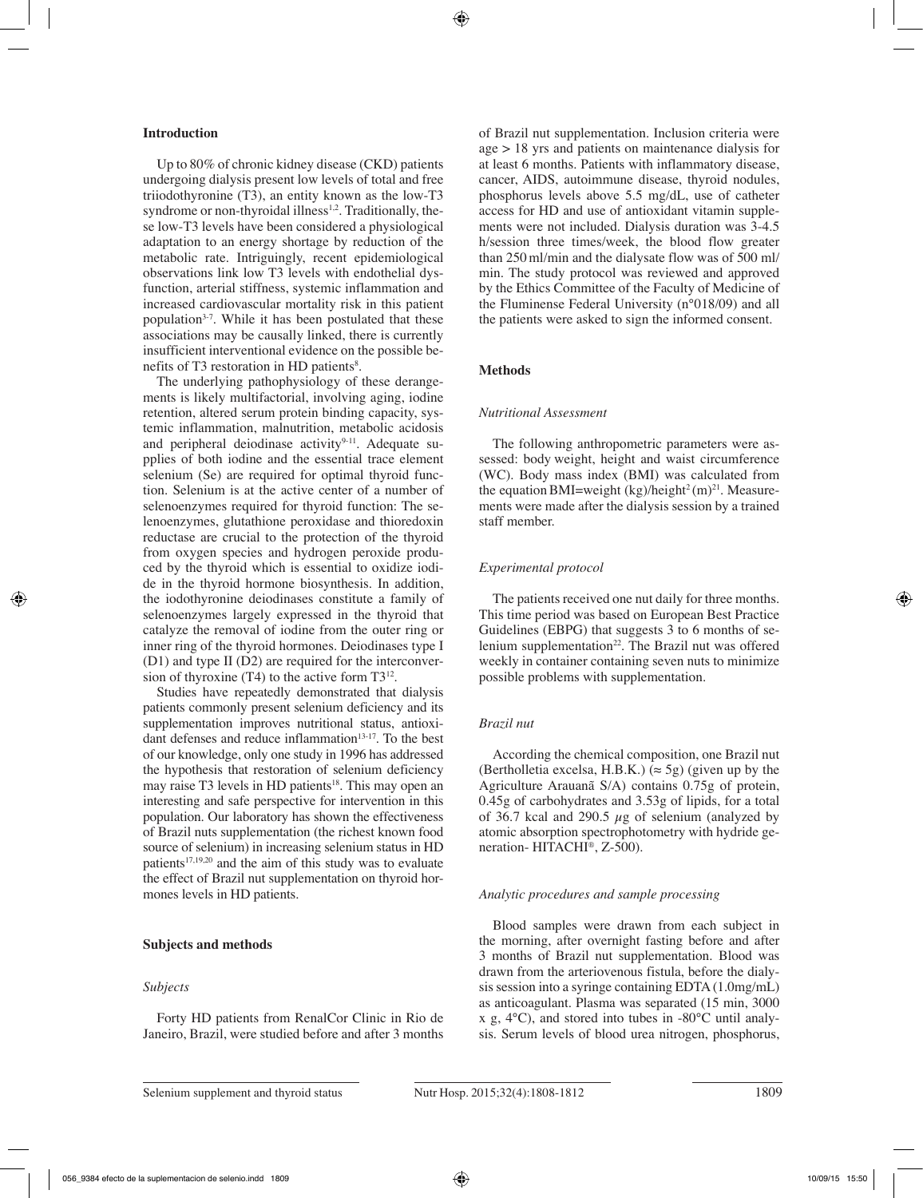## Introduction

Up to 80% of chronic kidney disease (CKD) patients undergoing dialysis present low levels of total and free triiodothyronine (T3), an entity known as the low-T3 syndrome or non-thyroidal illness[1,2]. Traditionally, these low-T3 levels have been considered a physiological adaptation to an energy shortage by reduction of the metabolic rate. Intriguingly, recent epidemiological observations link low T3 levels with endothelial dysfunction, arterial stiffness, systemic inflammation and increased cardiovascular mortality risk in this patient population[3-7]. While it has been postulated that these associations may be causally linked, there is currently insufficient interventional evidence on the possible benefits of T3 restoration in HD patients[8].

The underlying pathophysiology of these derangements is likely multifactorial, involving aging, iodine retention, altered serum protein binding capacity, systemic inflammation, malnutrition, metabolic acidosis and peripheral deiodinase activity[9-11]. Adequate supplies of both iodine and the essential trace element selenium (Se) are required for optimal thyroid function. Selenium is at the active center of a number of selenoenzymes required for thyroid function: The selenoenzymes, glutathione peroxidase and thioredoxin reductase are crucial to the protection of the thyroid from oxygen species and hydrogen peroxide produced by the thyroid which is essential to oxidize iodide in the thyroid hormone biosynthesis. In addition, the iodothyronine deiodinases constitute a family of selenoenzymes largely expressed in the thyroid that catalyze the removal of iodine from the outer ring or inner ring of the thyroid hormones. Deiodinases type I (D1) and type II (D2) are required for the interconversion of thyroxine (T4) to the active form T3[12].

Studies have repeatedly demonstrated that dialysis patients commonly present selenium deficiency and its supplementation improves nutritional status, antioxidant defenses and reduce inflammation[13-17]. To the best of our knowledge, only one study in 1996 has addressed the hypothesis that restoration of selenium deficiency may raise T3 levels in HD patients[18]. This may open an interesting and safe perspective for intervention in this population. Our laboratory has shown the effectiveness of Brazil nuts supplementation (the richest known food source of selenium) in increasing selenium status in HD patients[17,19,20] and the aim of this study was to evaluate the effect of Brazil nut supplementation on thyroid hormones levels in HD patients.

## Subjects and methods

### *Subjects*

Forty HD patients from RenalCor Clinic in Rio de Janeiro, Brazil, were studied before and after 3 months of Brazil nut supplementation. Inclusion criteria were age > 18 yrs and patients on maintenance dialysis for at least 6 months. Patients with inflammatory disease, cancer, AIDS, autoimmune disease, thyroid nodules, phosphorus levels above 5.5 mg/dL, use of catheter access for HD and use of antioxidant vitamin supplements were not included. Dialysis duration was 3-4.5 h/session three times/week, the blood flow greater than 250 ml/min and the dialysate flow was of 500 ml/min. The study protocol was reviewed and approved by the Ethics Committee of the Faculty of Medicine of the Fluminense Federal University (n°018/09) and all the patients were asked to sign the informed consent.

## Methods

### *Nutritional Assessment*

The following anthropometric parameters were assessed: body weight, height and waist circumference (WC). Body mass index (BMI) was calculated from the equation BMI=weight (kg)/height$^2$ (m)[21]. Measurements were made after the dialysis session by a trained staff member.

### *Experimental protocol*

The patients received one nut daily for three months. This time period was based on European Best Practice Guidelines (EBPG) that suggests 3 to 6 months of selenium supplementation[22]. The Brazil nut was offered weekly in container containing seven nuts to minimize possible problems with supplementation.

### *Brazil nut*

According the chemical composition, one Brazil nut (Bertholletia excelsa, H.B.K.) (≈ 5g) (given up by the Agriculture Arauanã S/A) contains 0.75g of protein, 0.45g of carbohydrates and 3.53g of lipids, for a total of 36.7 kcal and 290.5 $\mu$g of selenium (analyzed by atomic absorption spectrophotometry with hydride generation- HITACHI®, Z-500).

### *Analytic procedures and sample processing*

Blood samples were drawn from each subject in the morning, after overnight fasting before and after 3 months of Brazil nut supplementation. Blood was drawn from the arteriovenous fistula, before the dialysis session into a syringe containing EDTA (1.0mg/mL) as anticoagulant. Plasma was separated (15 min, 3000 x g, 4°C), and stored into tubes in -80°C until analysis. Serum levels of blood urea nitrogen, phosphorus,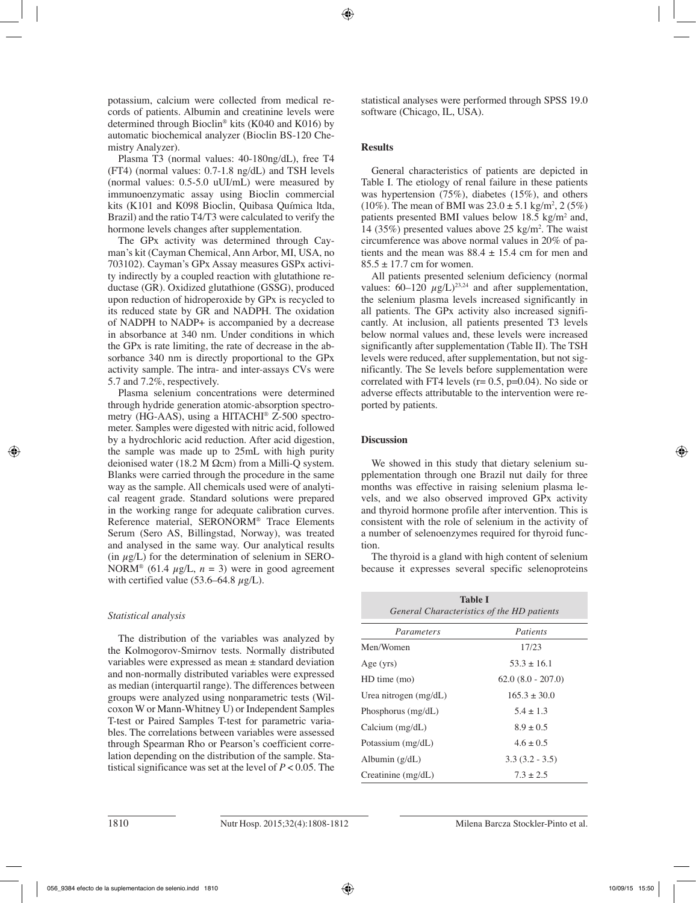potassium, calcium were collected from medical records of patients. Albumin and creatinine levels were determined through Bioclin® kits (K040 and K016) by automatic biochemical analyzer (Bioclin BS-120 Chemistry Analyzer).

Plasma T3 (normal values: 40-180ng/dL), free T4 (FT4) (normal values: 0.7-1.8 ng/dL) and TSH levels (normal values: 0.5-5.0 uUI/mL) were measured by immunoenzymatic assay using Bioclin commercial kits (K101 and K098 Bioclin, Quibasa Química ltda, Brazil) and the ratio T4/T3 were calculated to verify the hormone levels changes after supplementation.

The GPx activity was determined through Cayman's kit (Cayman Chemical, Ann Arbor, MI, USA, no 703102). Cayman's GPx Assay measures GSPx activity indirectly by a coupled reaction with glutathione reductase (GR). Oxidized glutathione (GSSG), produced upon reduction of hidroperoxide by GPx is recycled to its reduced state by GR and NADPH. The oxidation of NADPH to NADP+ is accompanied by a decrease in absorbance at 340 nm. Under conditions in which the GPx is rate limiting, the rate of decrease in the absorbance 340 nm is directly proportional to the GPx activity sample. The intra- and inter-assays CVs were 5.7 and 7.2%, respectively.

Plasma selenium concentrations were determined through hydride generation atomic-absorption spectrometry (HG-AAS), using a HITACHI® Z-500 spectrometer. Samples were digested with nitric acid, followed by a hydrochloric acid reduction. After acid digestion, the sample was made up to 25mL with high purity deionised water (18.2 M Ωcm) from a Milli-Q system. Blanks were carried through the procedure in the same way as the sample. All chemicals used were of analytical reagent grade. Standard solutions were prepared in the working range for adequate calibration curves. Reference material, SERONORM® Trace Elements Serum (Sero AS, Billingstad, Norway), was treated and analysed in the same way. Our analytical results (in $\mu$g/L) for the determination of selenium in SERONORM® (61.4 $\mu$g/L, $n$ = 3) were in good agreement with certified value (53.6–64.8 $\mu$g/L).

### *Statistical analysis*

The distribution of the variables was analyzed by the Kolmogorov-Smirnov tests. Normally distributed variables were expressed as mean ± standard deviation and non-normally distributed variables were expressed as median (interquartil range). The differences between groups were analyzed using nonparametric tests (Wilcoxon W or Mann-Whitney U) or Independent Samples T-test or Paired Samples T-test for parametric variables. The correlations between variables were assessed through Spearman Rho or Pearson's coefficient correlation depending on the distribution of the sample. Statistical significance was set at the level of $P < 0.05$. The statistical analyses were performed through SPSS 19.0 software (Chicago, IL, USA).

## Results

General characteristics of patients are depicted in Table I. The etiology of renal failure in these patients was hypertension (75%), diabetes (15%), and others (10%). The mean of BMI was 23.0 ± 5.1 kg/m$^2$, 2 (5%) patients presented BMI values below 18.5 kg/m$^2$ and, 14 (35%) presented values above 25 kg/m$^2$. The waist circumference was above normal values in 20% of patients and the mean was 88.4 ± 15.4 cm for men and 85.5 ± 17.7 cm for women.

All patients presented selenium deficiency (normal values: 60–120 $\mu$g/L)[23,24] and after supplementation, the selenium plasma levels increased significantly in all patients. The GPx activity also increased significantly. At inclusion, all patients presented T3 levels below normal values and, these levels were increased significantly after supplementation (Table II). The TSH levels were reduced, after supplementation, but not significantly. The Se levels before supplementation were correlated with FT4 levels (r= 0.5, p=0.04). No side or adverse effects attributable to the intervention were reported by patients.

## Discussion

We showed in this study that dietary selenium supplementation through one Brazil nut daily for three months was effective in raising selenium plasma levels, and we also observed improved GPx activity and thyroid hormone profile after intervention. This is consistent with the role of selenium in the activity of a number of selenoenzymes required for thyroid function.

The thyroid is a gland with high content of selenium because it expresses several specific selenoproteins

**Table I**
*General Characteristics of the HD patients*

| *Parameters* | *Patients* |
|---|---|
| Men/Women | 17/23 |
| Age (yrs) | 53.3 ± 16.1 |
| HD time (mo) | 62.0 (8.0 - 207.0) |
| Urea nitrogen (mg/dL) | 165.3 ± 30.0 |
| Phosphorus (mg/dL) | 5.4 ± 1.3 |
| Calcium (mg/dL) | 8.9 ± 0.5 |
| Potassium (mg/dL) | 4.6 ± 0.5 |
| Albumin (g/dL) | 3.3 (3.2 - 3.5) |
| Creatinine (mg/dL) | 7.3 ± 2.5 |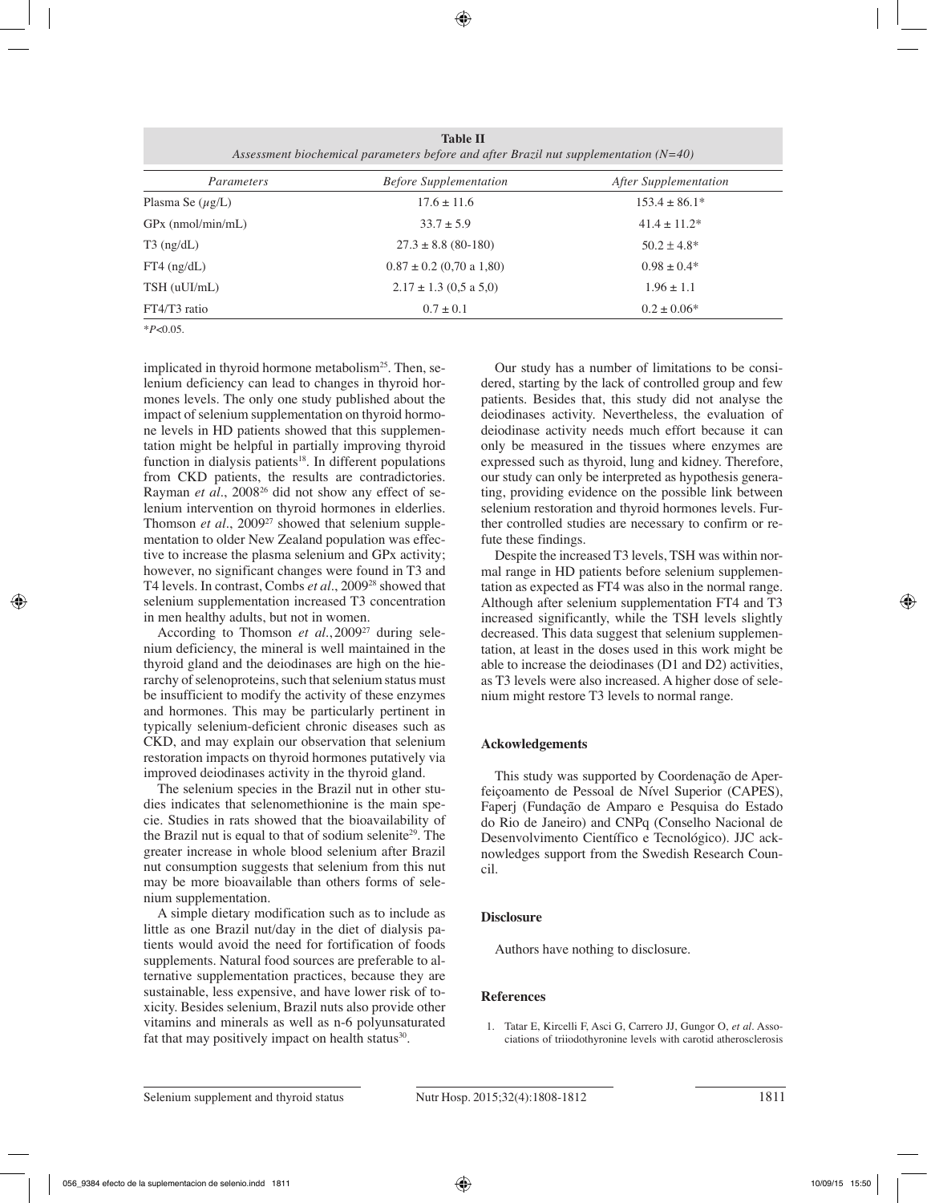**Table II**
*Assessment biochemical parameters before and after Brazil nut supplementation (N=40)*

| *Parameters* | *Before Supplementation* | *After Supplementation* |
|---|---|---|
| Plasma Se ($\mu$g/L) | 17.6 ± 11.6 | 153.4 ± 86.1* |
| GPx (nmol/min/mL) | 33.7 ± 5.9 | 41.4 ± 11.2* |
| T3 (ng/dL) | 27.3 ± 8.8 (80-180) | 50.2 ± 4.8* |
| FT4 (ng/dL) | 0.87 ± 0.2 (0,70 a 1,80) | 0.98 ± 0.4* |
| TSH (uUI/mL) | 2.17 ± 1.3 (0,5 a 5,0) | 1.96 ± 1.1 |
| FT4/T3 ratio | 0.7 ± 0.1 | 0.2 ± 0.06* |

*$P$<0.05.

implicated in thyroid hormone metabolism[25]. Then, selenium deficiency can lead to changes in thyroid hormones levels. The only one study published about the impact of selenium supplementation on thyroid hormone levels in HD patients showed that this supplementation might be helpful in partially improving thyroid function in dialysis patients[18]. In different populations from CKD patients, the results are contradictories. Rayman *et al*., 2008[26] did not show any effect of selenium intervention on thyroid hormones in elderlies. Thomson *et al*., 2009[27] showed that selenium supplementation to older New Zealand population was effective to increase the plasma selenium and GPx activity; however, no significant changes were found in T3 and T4 levels. In contrast, Combs *et al*., 2009[28] showed that selenium supplementation increased T3 concentration in men healthy adults, but not in women.

According to Thomson *et al*., 2009[27] during selenium deficiency, the mineral is well maintained in the thyroid gland and the deiodinases are high on the hierarchy of selenoproteins, such that selenium status must be insufficient to modify the activity of these enzymes and hormones. This may be particularly pertinent in typically selenium-deficient chronic diseases such as CKD, and may explain our observation that selenium restoration impacts on thyroid hormones putatively via improved deiodinases activity in the thyroid gland.

The selenium species in the Brazil nut in other studies indicates that selenomethionine is the main specie. Studies in rats showed that the bioavailability of the Brazil nut is equal to that of sodium selenite[29]. The greater increase in whole blood selenium after Brazil nut consumption suggests that selenium from this nut may be more bioavailable than others forms of selenium supplementation.

A simple dietary modification such as to include as little as one Brazil nut/day in the diet of dialysis patients would avoid the need for fortification of foods supplements. Natural food sources are preferable to alternative supplementation practices, because they are sustainable, less expensive, and have lower risk of toxicity. Besides selenium, Brazil nuts also provide other vitamins and minerals as well as n-6 polyunsaturated fat that may positively impact on health status[30].

Our study has a number of limitations to be considered, starting by the lack of controlled group and few patients. Besides that, this study did not analyse the deiodinases activity. Nevertheless, the evaluation of deiodinase activity needs much effort because it can only be measured in the tissues where enzymes are expressed such as thyroid, lung and kidney. Therefore, our study can only be interpreted as hypothesis generating, providing evidence on the possible link between selenium restoration and thyroid hormones levels. Further controlled studies are necessary to confirm or refute these findings.

Despite the increased T3 levels, TSH was within normal range in HD patients before selenium supplementation as expected as FT4 was also in the normal range. Although after selenium supplementation FT4 and T3 increased significantly, while the TSH levels slightly decreased. This data suggest that selenium supplementation, at least in the doses used in this work might be able to increase the deiodinases (D1 and D2) activities, as T3 levels were also increased. A higher dose of selenium might restore T3 levels to normal range.

### Ackowledgements

This study was supported by Coordenação de Aperfeiçoamento de Pessoal de Nível Superior (CAPES), Faperj (Fundação de Amparo e Pesquisa do Estado do Rio de Janeiro) and CNPq (Conselho Nacional de Desenvolvimento Científico e Tecnológico). JJC acknowledges support from the Swedish Research Council.

### Disclosure

Authors have nothing to disclosure.

### References

1. Tatar E, Kircelli F, Asci G, Carrero JJ, Gungor O, *et al*. Associations of triiodothyronine levels with carotid atherosclerosis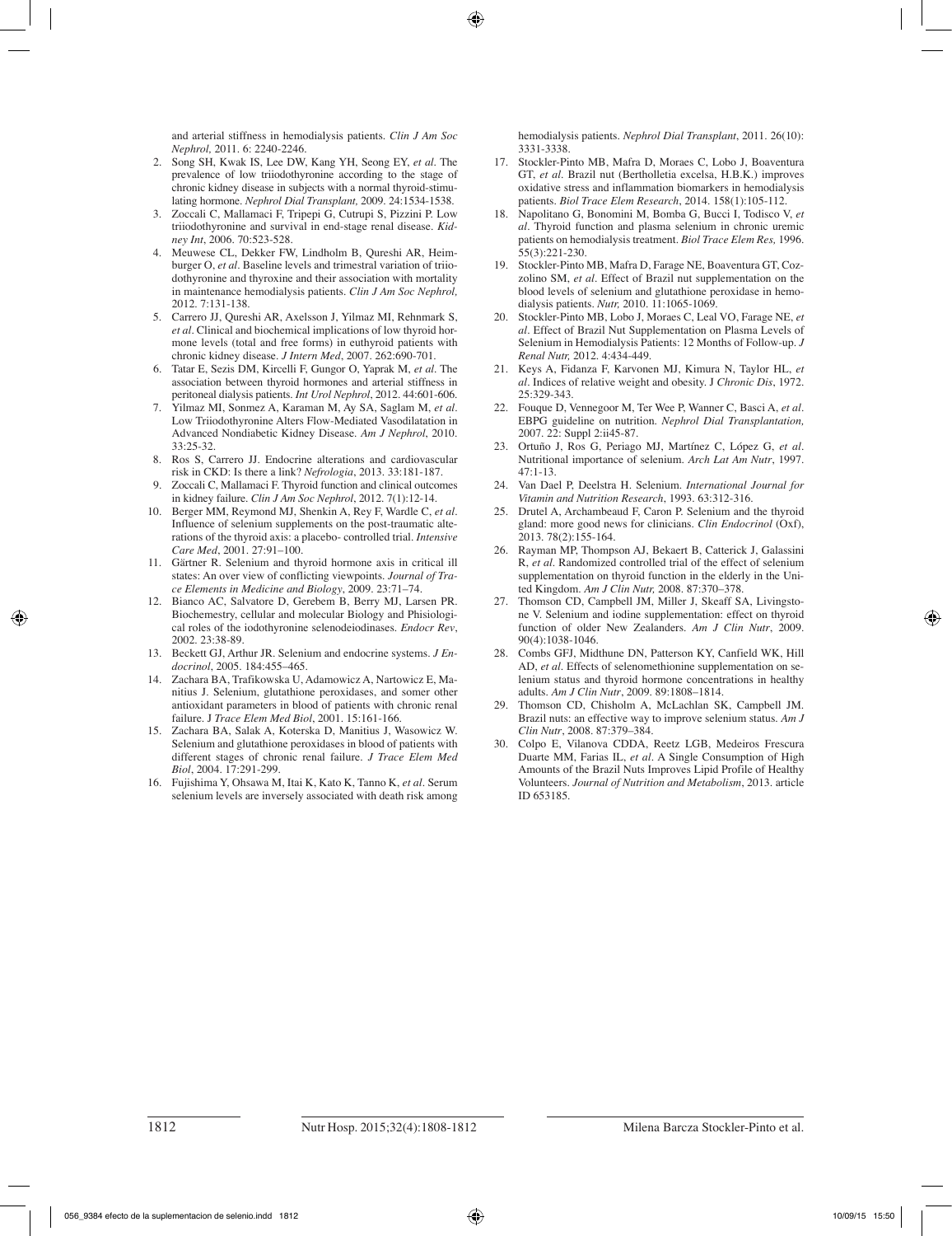and arterial stiffness in hemodialysis patients. *Clin J Am Soc Nephrol,* 2011. 6: 2240-2246.

2. Song SH, Kwak IS, Lee DW, Kang YH, Seong EY, *et al*. The prevalence of low triiodothyronine according to the stage of chronic kidney disease in subjects with a normal thyroid-stimulating hormone. *Nephrol Dial Transplant,* 2009. 24:1534-1538.
3. Zoccali C, Mallamaci F, Tripepi G, Cutrupi S, Pizzini P. Low triiodothyronine and survival in end-stage renal disease. *Kidney Int*, 2006. 70:523-528.
4. Meuwese CL, Dekker FW, Lindholm B, Qureshi AR, Heimburger O, *et al*. Baseline levels and trimestral variation of triiodothyronine and thyroxine and their association with mortality in maintenance hemodialysis patients. *Clin J Am Soc Nephrol,* 2012. 7:131-138.
5. Carrero JJ, Qureshi AR, Axelsson J, Yilmaz MI, Rehnmark S, *et al*. Clinical and biochemical implications of low thyroid hormone levels (total and free forms) in euthyroid patients with chronic kidney disease. *J Intern Med*, 2007. 262:690-701.
6. Tatar E, Sezis DM, Kircelli F, Gungor O, Yaprak M, *et al*. The association between thyroid hormones and arterial stiffness in peritoneal dialysis patients. *Int Urol Nephrol*, 2012. 44:601-606.
7. Yilmaz MI, Sonmez A, Karaman M, Ay SA, Saglam M, *et al*. Low Triiodothyronine Alters Flow-Mediated Vasodilatation in Advanced Nondiabetic Kidney Disease. *Am J Nephrol*, 2010. 33:25-32.
8. Ros S, Carrero JJ. Endocrine alterations and cardiovascular risk in CKD: Is there a link? *Nefrologia*, 2013. 33:181-187.
9. Zoccali C, Mallamaci F. Thyroid function and clinical outcomes in kidney failure. *Clin J Am Soc Nephrol*, 2012. 7(1):12-14.
10. Berger MM, Reymond MJ, Shenkin A, Rey F, Wardle C, *et al*. Influence of selenium supplements on the post-traumatic alterations of the thyroid axis: a placebo- controlled trial. *Intensive Care Med*, 2001. 27:91–100.
11. Gärtner R. Selenium and thyroid hormone axis in critical ill states: An over view of conflicting viewpoints. *Journal of Trace Elements in Medicine and Biology*, 2009. 23:71–74.
12. Bianco AC, Salvatore D, Gerebem B, Berry MJ, Larsen PR. Biochemestry, cellular and molecular Biology and Phisiological roles of the iodothyronine selenodeiodinases. *Endocr Rev*, 2002. 23:38-89.
13. Beckett GJ, Arthur JR. Selenium and endocrine systems. *J Endocrinol*, 2005. 184:455–465.
14. Zachara BA, Trafikowska U, Adamowicz A, Nartowicz E, Manitius J. Selenium, glutathione peroxidases, and somer other antioxidant parameters in blood of patients with chronic renal failure. J *Trace Elem Med Biol*, 2001. 15:161-166.
15. Zachara BA, Salak A, Koterska D, Manitius J, Wasowicz W. Selenium and glutathione peroxidases in blood of patients with different stages of chronic renal failure. *J Trace Elem Med Biol*, 2004. 17:291-299.
16. Fujishima Y, Ohsawa M, Itai K, Kato K, Tanno K, *et al*. Serum selenium levels are inversely associated with death risk among hemodialysis patients. *Nephrol Dial Transplant*, 2011. 26(10): 3331-3338.
17. Stockler-Pinto MB, Mafra D, Moraes C, Lobo J, Boaventura GT, *et al*. Brazil nut (Bertholletia excelsa, H.B.K.) improves oxidative stress and inflammation biomarkers in hemodialysis patients. *Biol Trace Elem Research*, 2014. 158(1):105-112.
18. Napolitano G, Bonomini M, Bomba G, Bucci I, Todisco V, *et al*. Thyroid function and plasma selenium in chronic uremic patients on hemodialysis treatment. *Biol Trace Elem Res,* 1996. 55(3):221-230.
19. Stockler-Pinto MB, Mafra D, Farage NE, Boaventura GT, Cozzolino SM, *et al*. Effect of Brazil nut supplementation on the blood levels of selenium and glutathione peroxidase in hemodialysis patients. *Nutr,* 2010. 11:1065-1069.
20. Stockler-Pinto MB, Lobo J, Moraes C, Leal VO, Farage NE, *et al*. Effect of Brazil Nut Supplementation on Plasma Levels of Selenium in Hemodialysis Patients: 12 Months of Follow-up. *J Renal Nutr,* 2012. 4:434-449.
21. Keys A, Fidanza F, Karvonen MJ, Kimura N, Taylor HL, *et al*. Indices of relative weight and obesity. J *Chronic Dis*, 1972. 25:329-343.
22. Fouque D, Vennegoor M, Ter Wee P, Wanner C, Basci A, *et al*. EBPG guideline on nutrition. *Nephrol Dial Transplantation,* 2007. 22: Suppl 2:ii45-87.
23. Ortuño J, Ros G, Periago MJ, Martínez C, López G, *et al*. Nutritional importance of selenium. *Arch Lat Am Nutr*, 1997. 47:1-13.
24. Van Dael P, Deelstra H. Selenium. *International Journal for Vitamin and Nutrition Research*, 1993. 63:312-316.
25. Drutel A, Archambeaud F, Caron P. Selenium and the thyroid gland: more good news for clinicians. *Clin Endocrinol* (Oxf), 2013. 78(2):155-164.
26. Rayman MP, Thompson AJ, Bekaert B, Catterick J, Galassini R, *et al*. Randomized controlled trial of the effect of selenium supplementation on thyroid function in the elderly in the United Kingdom. *Am J Clin Nutr,* 2008. 87:370–378.
27. Thomson CD, Campbell JM, Miller J, Skeaff SA, Livingstone V. Selenium and iodine supplementation: effect on thyroid function of older New Zealanders. *Am J Clin Nutr*, 2009. 90(4):1038-1046.
28. Combs GFJ, Midthune DN, Patterson KY, Canfield WK, Hill AD, *et al*. Effects of selenomethionine supplementation on selenium status and thyroid hormone concentrations in healthy adults. *Am J Clin Nutr*, 2009. 89:1808–1814.
29. Thomson CD, Chisholm A, McLachlan SK, Campbell JM. Brazil nuts: an effective way to improve selenium status. *Am J Clin Nutr*, 2008. 87:379–384.
30. Colpo E, Vilanova CDDA, Reetz LGB, Medeiros Frescura Duarte MM, Farias IL, *et al*. A Single Consumption of High Amounts of the Brazil Nuts Improves Lipid Profile of Healthy Volunteers. *Journal of Nutrition and Metabolism*, 2013. article ID 653185.